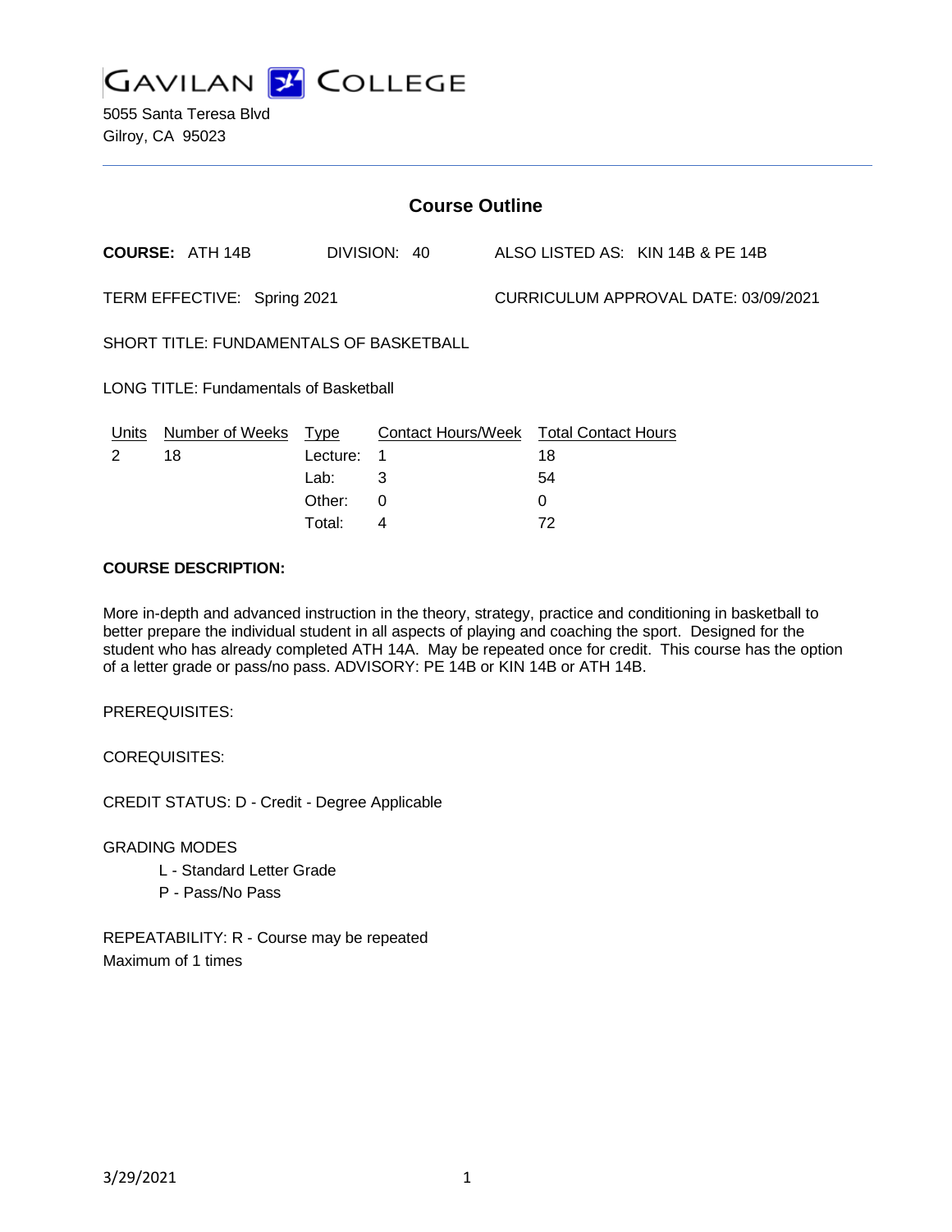# GAVILAN COLLEGE

5055 Santa Teresa Blvd
Gilroy, CA 95023

## Course Outline

**COURSE:** ATH 14B DIVISION: 40 ALSO LISTED AS: KIN 14B & PE 14B

TERM EFFECTIVE: Spring 2021 CURRICULUM APPROVAL DATE: 03/09/2021

SHORT TITLE: FUNDAMENTALS OF BASKETBALL

LONG TITLE: Fundamentals of Basketball

| Units | Number of Weeks | Type | Contact Hours/Week | Total Contact Hours |
|---|---|---|---|---|
| 2 | 18 | Lecture: | 1 | 18 |
| | | Lab: | 3 | 54 |
| | | Other: | 0 | 0 |
| | | Total: | 4 | 72 |

**COURSE DESCRIPTION:**

More in-depth and advanced instruction in the theory, strategy, practice and conditioning in basketball to better prepare the individual student in all aspects of playing and coaching the sport. Designed for the student who has already completed ATH 14A. May be repeated once for credit. This course has the option of a letter grade or pass/no pass. ADVISORY: PE 14B or KIN 14B or ATH 14B.

PREREQUISITES:

COREQUISITES:

CREDIT STATUS: D - Credit - Degree Applicable

GRADING MODES

- L - Standard Letter Grade
- P - Pass/No Pass

REPEATABILITY: R - Course may be repeated
Maximum of 1 times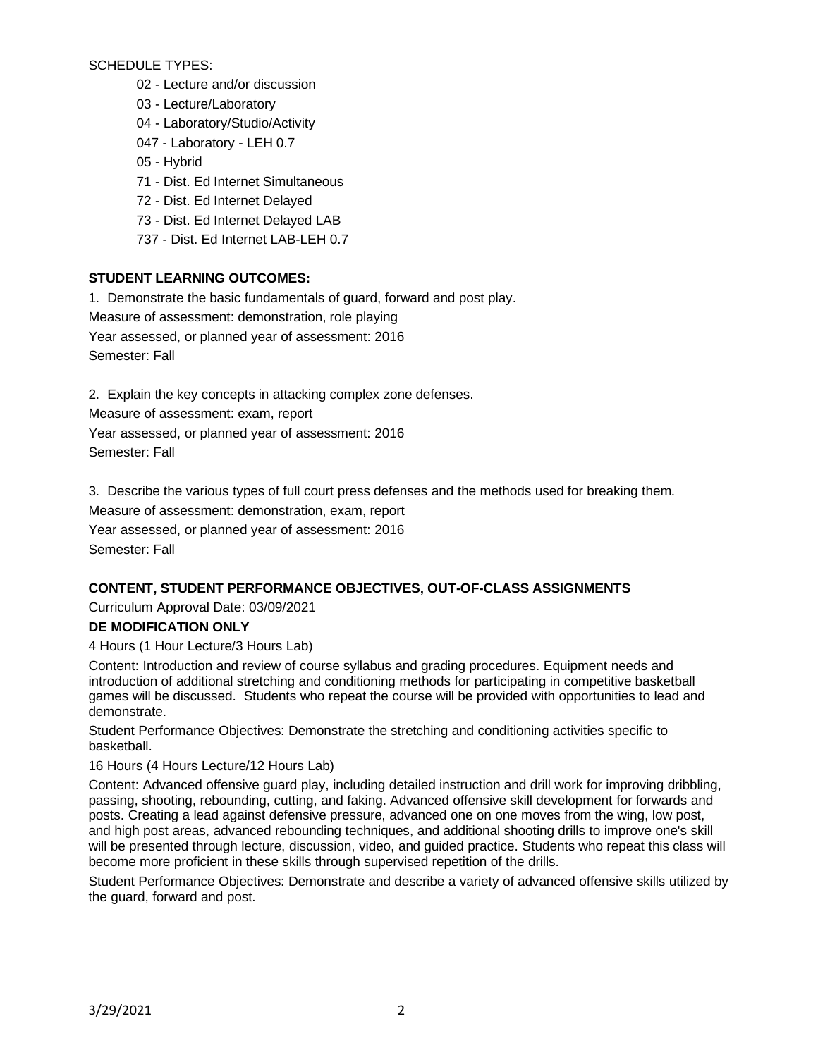SCHEDULE TYPES:

- 02 - Lecture and/or discussion
- 03 - Lecture/Laboratory
- 04 - Laboratory/Studio/Activity
- 047 - Laboratory - LEH 0.7
- 05 - Hybrid
- 71 - Dist. Ed Internet Simultaneous
- 72 - Dist. Ed Internet Delayed
- 73 - Dist. Ed Internet Delayed LAB
- 737 - Dist. Ed Internet LAB-LEH 0.7

**STUDENT LEARNING OUTCOMES:**

1. Demonstrate the basic fundamentals of guard, forward and post play.
Measure of assessment: demonstration, role playing
Year assessed, or planned year of assessment: 2016
Semester: Fall

2. Explain the key concepts in attacking complex zone defenses.
Measure of assessment: exam, report
Year assessed, or planned year of assessment: 2016
Semester: Fall

3. Describe the various types of full court press defenses and the methods used for breaking them.
Measure of assessment: demonstration, exam, report
Year assessed, or planned year of assessment: 2016
Semester: Fall

**CONTENT, STUDENT PERFORMANCE OBJECTIVES, OUT-OF-CLASS ASSIGNMENTS**

Curriculum Approval Date: 03/09/2021

**DE MODIFICATION ONLY**

4 Hours (1 Hour Lecture/3 Hours Lab)

Content: Introduction and review of course syllabus and grading procedures. Equipment needs and introduction of additional stretching and conditioning methods for participating in competitive basketball games will be discussed. Students who repeat the course will be provided with opportunities to lead and demonstrate.

Student Performance Objectives: Demonstrate the stretching and conditioning activities specific to basketball.

16 Hours (4 Hours Lecture/12 Hours Lab)

Content: Advanced offensive guard play, including detailed instruction and drill work for improving dribbling, passing, shooting, rebounding, cutting, and faking. Advanced offensive skill development for forwards and posts. Creating a lead against defensive pressure, advanced one on one moves from the wing, low post, and high post areas, advanced rebounding techniques, and additional shooting drills to improve one's skill will be presented through lecture, discussion, video, and guided practice. Students who repeat this class will become more proficient in these skills through supervised repetition of the drills.

Student Performance Objectives: Demonstrate and describe a variety of advanced offensive skills utilized by the guard, forward and post.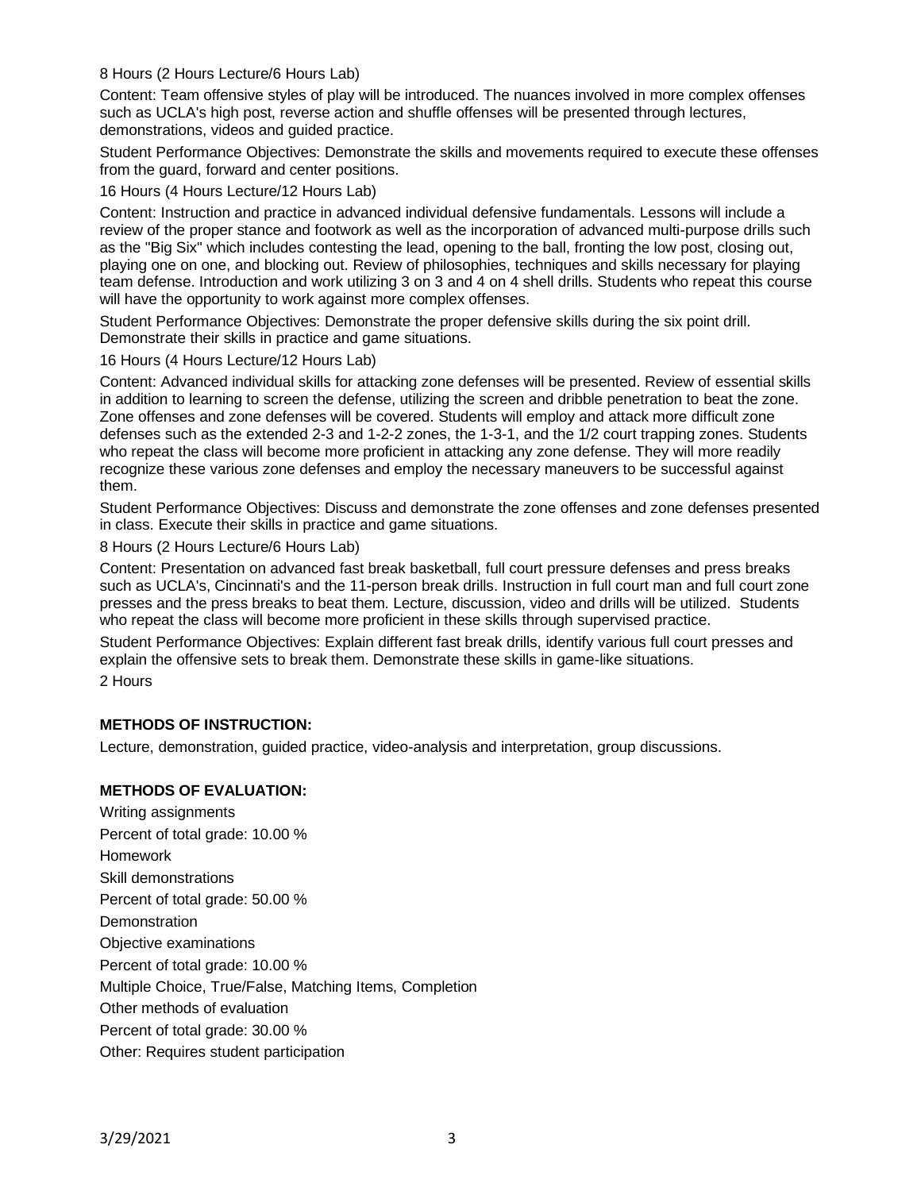8 Hours (2 Hours Lecture/6 Hours Lab)

Content: Team offensive styles of play will be introduced. The nuances involved in more complex offenses such as UCLA's high post, reverse action and shuffle offenses will be presented through lectures, demonstrations, videos and guided practice.

Student Performance Objectives: Demonstrate the skills and movements required to execute these offenses from the guard, forward and center positions.

16 Hours (4 Hours Lecture/12 Hours Lab)

Content: Instruction and practice in advanced individual defensive fundamentals. Lessons will include a review of the proper stance and footwork as well as the incorporation of advanced multi-purpose drills such as the "Big Six" which includes contesting the lead, opening to the ball, fronting the low post, closing out, playing one on one, and blocking out. Review of philosophies, techniques and skills necessary for playing team defense. Introduction and work utilizing 3 on 3 and 4 on 4 shell drills. Students who repeat this course will have the opportunity to work against more complex offenses.

Student Performance Objectives: Demonstrate the proper defensive skills during the six point drill. Demonstrate their skills in practice and game situations.

16 Hours (4 Hours Lecture/12 Hours Lab)

Content: Advanced individual skills for attacking zone defenses will be presented. Review of essential skills in addition to learning to screen the defense, utilizing the screen and dribble penetration to beat the zone. Zone offenses and zone defenses will be covered. Students will employ and attack more difficult zone defenses such as the extended 2-3 and 1-2-2 zones, the 1-3-1, and the 1/2 court trapping zones. Students who repeat the class will become more proficient in attacking any zone defense. They will more readily recognize these various zone defenses and employ the necessary maneuvers to be successful against them.

Student Performance Objectives: Discuss and demonstrate the zone offenses and zone defenses presented in class. Execute their skills in practice and game situations.

8 Hours (2 Hours Lecture/6 Hours Lab)

Content: Presentation on advanced fast break basketball, full court pressure defenses and press breaks such as UCLA's, Cincinnati's and the 11-person break drills. Instruction in full court man and full court zone presses and the press breaks to beat them. Lecture, discussion, video and drills will be utilized. Students who repeat the class will become more proficient in these skills through supervised practice.

Student Performance Objectives: Explain different fast break drills, identify various full court presses and explain the offensive sets to break them. Demonstrate these skills in game-like situations.

2 Hours

**METHODS OF INSTRUCTION:**

Lecture, demonstration, guided practice, video-analysis and interpretation, group discussions.

**METHODS OF EVALUATION:**

Writing assignments

Percent of total grade: 10.00 %

Homework

Skill demonstrations

Percent of total grade: 50.00 %

Demonstration

Objective examinations

Percent of total grade: 10.00 %

Multiple Choice, True/False, Matching Items, Completion

Other methods of evaluation

Percent of total grade: 30.00 %

Other: Requires student participation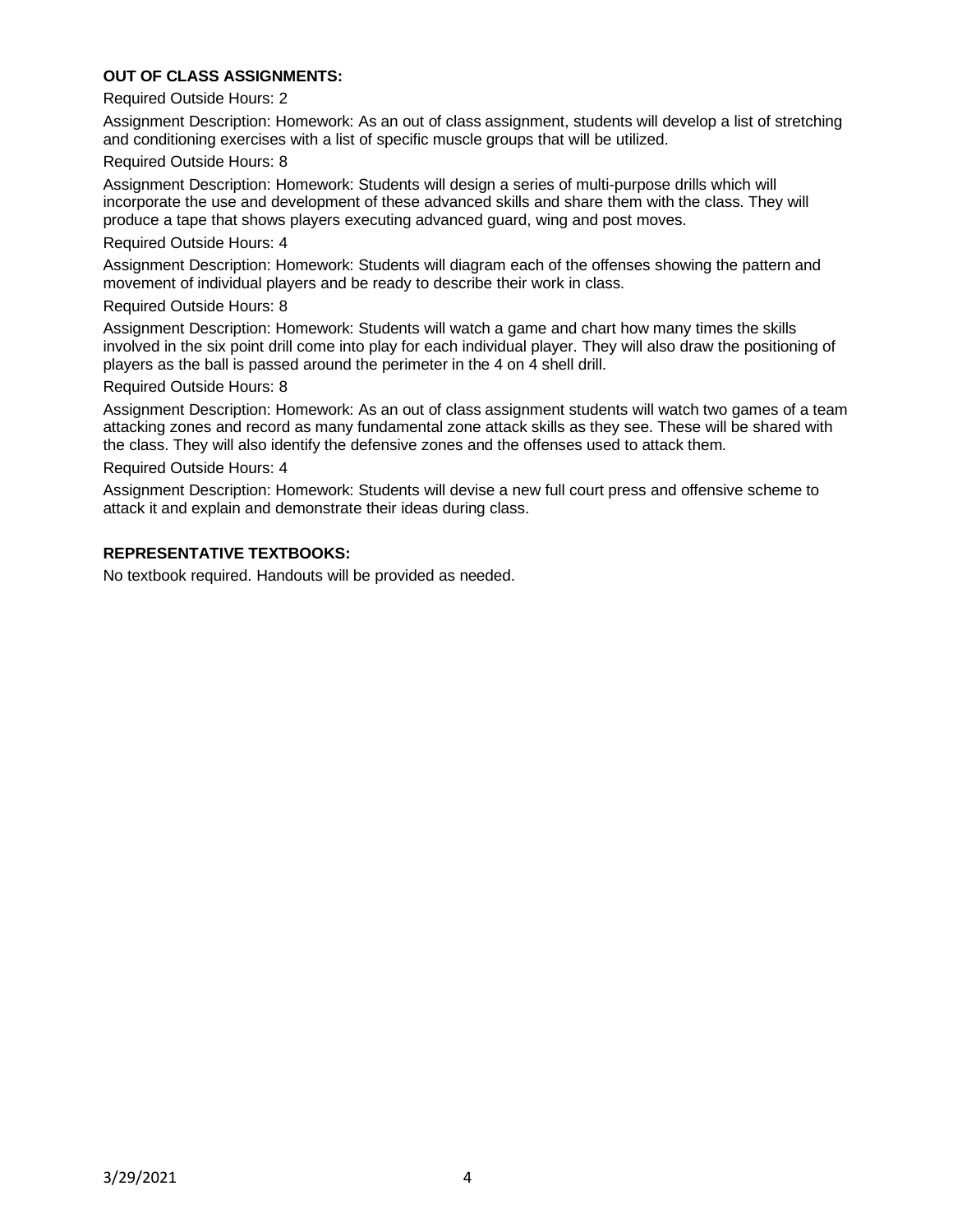**OUT OF CLASS ASSIGNMENTS:**

Required Outside Hours: 2

Assignment Description: Homework: As an out of class assignment, students will develop a list of stretching and conditioning exercises with a list of specific muscle groups that will be utilized.

Required Outside Hours: 8

Assignment Description: Homework: Students will design a series of multi-purpose drills which will incorporate the use and development of these advanced skills and share them with the class. They will produce a tape that shows players executing advanced guard, wing and post moves.

Required Outside Hours: 4

Assignment Description: Homework: Students will diagram each of the offenses showing the pattern and movement of individual players and be ready to describe their work in class.

Required Outside Hours: 8

Assignment Description: Homework: Students will watch a game and chart how many times the skills involved in the six point drill come into play for each individual player. They will also draw the positioning of players as the ball is passed around the perimeter in the 4 on 4 shell drill.

Required Outside Hours: 8

Assignment Description: Homework: As an out of class assignment students will watch two games of a team attacking zones and record as many fundamental zone attack skills as they see. These will be shared with the class. They will also identify the defensive zones and the offenses used to attack them.

Required Outside Hours: 4

Assignment Description: Homework: Students will devise a new full court press and offensive scheme to attack it and explain and demonstrate their ideas during class.

**REPRESENTATIVE TEXTBOOKS:**

No textbook required. Handouts will be provided as needed.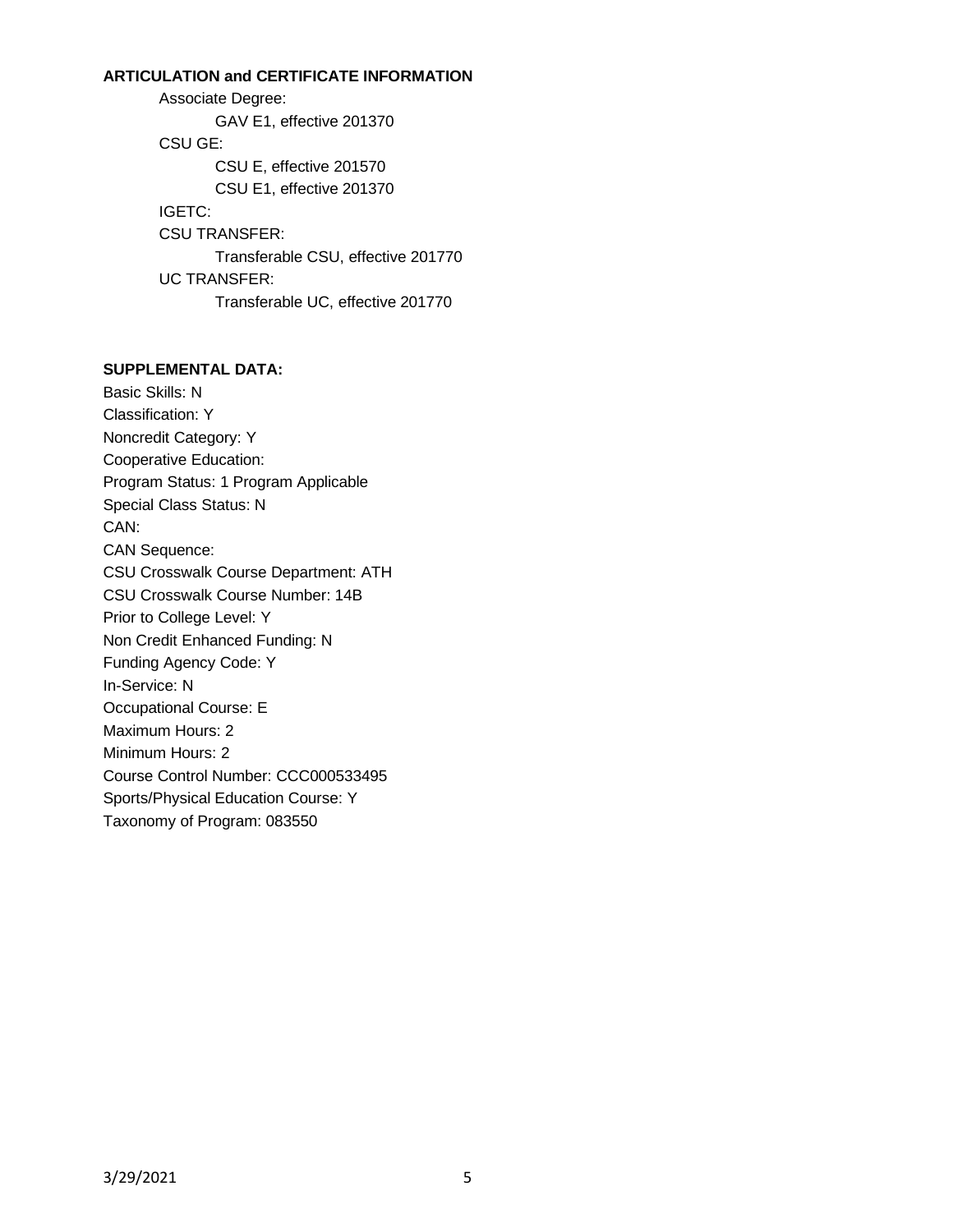**ARTICULATION and CERTIFICATE INFORMATION**

Associate Degree:

GAV E1, effective 201370

CSU GE:

CSU E, effective 201570

CSU E1, effective 201370

IGETC:

CSU TRANSFER:

Transferable CSU, effective 201770

UC TRANSFER:

Transferable UC, effective 201770

**SUPPLEMENTAL DATA:**

Basic Skills: N
Classification: Y
Noncredit Category: Y
Cooperative Education:
Program Status: 1 Program Applicable
Special Class Status: N
CAN:
CAN Sequence:
CSU Crosswalk Course Department: ATH
CSU Crosswalk Course Number: 14B
Prior to College Level: Y
Non Credit Enhanced Funding: N
Funding Agency Code: Y
In-Service: N
Occupational Course: E
Maximum Hours: 2
Minimum Hours: 2
Course Control Number: CCC000533495
Sports/Physical Education Course: Y
Taxonomy of Program: 083550

3/29/2021